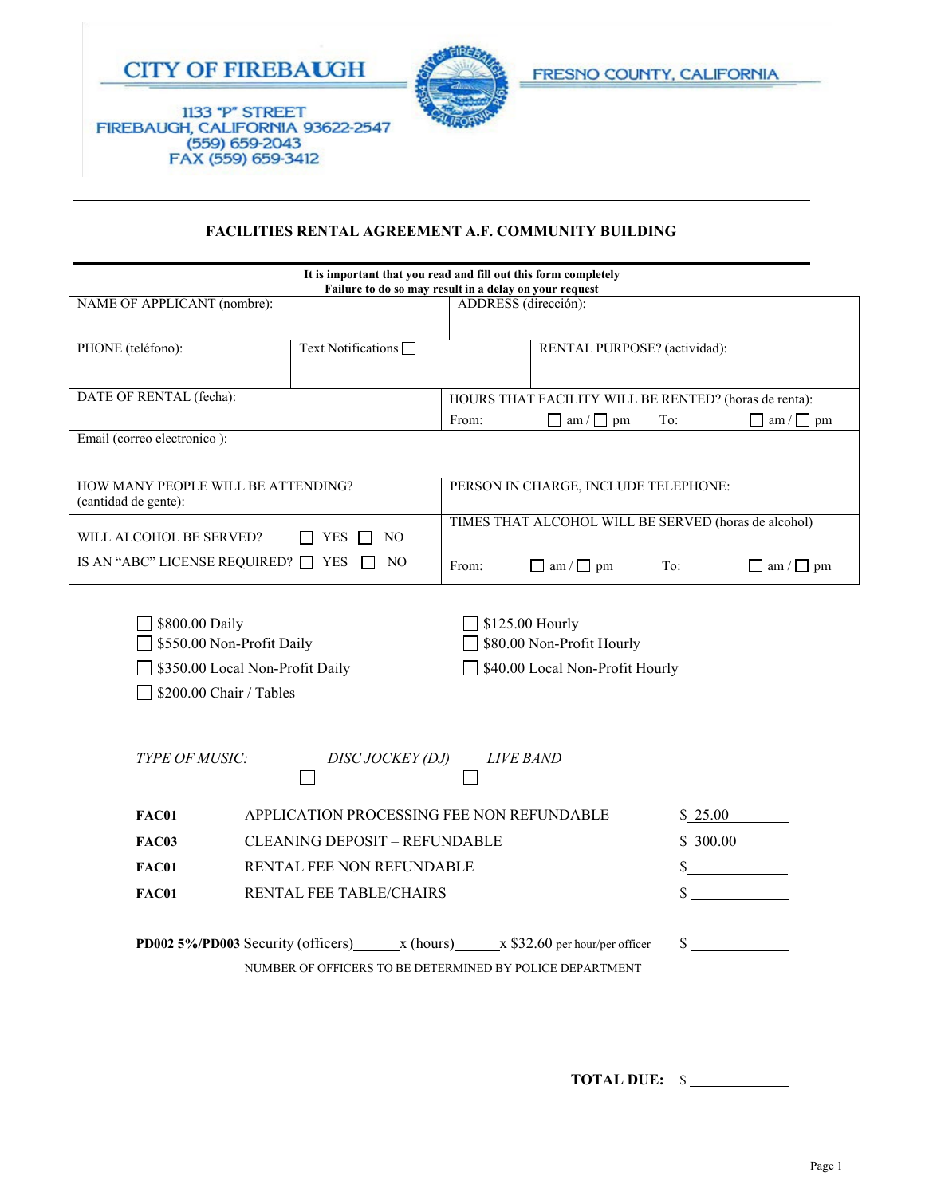CITY OF FIREBAUGH

1133 "P" STREET
FIREBAUGH, CALIFORNIA 93622-2547
(559) 659-2043
FAX (559) 659-3412

FRESNO COUNTY, CALIFORNIA

## FACILITIES RENTAL AGREEMENT A.F. COMMUNITY BUILDING

**It is important that you read and fill out this form completely**
**Failure to do so may result in a delay on your request**

| | | |
|---|---|---|
| NAME OF APPLICANT (nombre): | | ADDRESS (dirección): |
| PHONE (teléfono): | Text Notifications ☐ | RENTAL PURPOSE? (actividad): |
| DATE OF RENTAL (fecha): | | HOURS THAT FACILITY WILL BE RENTED? (horas de renta): From: ☐ am / ☐ pm To: ☐ am / ☐ pm |
| Email (correo electronico ): | | |
| HOW MANY PEOPLE WILL BE ATTENDING? (cantidad de gente): | | PERSON IN CHARGE, INCLUDE TELEPHONE: |
| WILL ALCOHOL BE SERVED? ☐ YES ☐ NO<br>IS AN "ABC" LICENSE REQUIRED? ☐ YES ☐ NO | | TIMES THAT ALCOHOL WILL BE SERVED (horas de alcohol) From: ☐ am / ☐ pm To: ☐ am / ☐ pm |

- ☐ $800.00 Daily
- ☐ $550.00 Non-Profit Daily
- ☐ $350.00 Local Non-Profit Daily
- ☐ $200.00 Chair / Tables
- ☐ $125.00 Hourly
- ☐ $80.00 Non-Profit Hourly
- ☐ $40.00 Local Non-Profit Hourly

*TYPE OF MUSIC:* *DISC JOCKEY (DJ)* ☐ *LIVE BAND* ☐

| | | |
|---|---|---|
| **FAC01** | APPLICATION PROCESSING FEE NON REFUNDABLE | $ 25.00 |
| **FAC03** | CLEANING DEPOSIT – REFUNDABLE | $ 300.00 |
| **FAC01** | RENTAL FEE NON REFUNDABLE | $ ______ |
| **FAC01** | RENTAL FEE TABLE/CHAIRS | $ ______ |

**PD002 5%/PD003** Security (officers)______x (hours)______x $32.60 per hour/per officer $ ______

NUMBER OF OFFICERS TO BE DETERMINED BY POLICE DEPARTMENT

**TOTAL DUE:** $ ______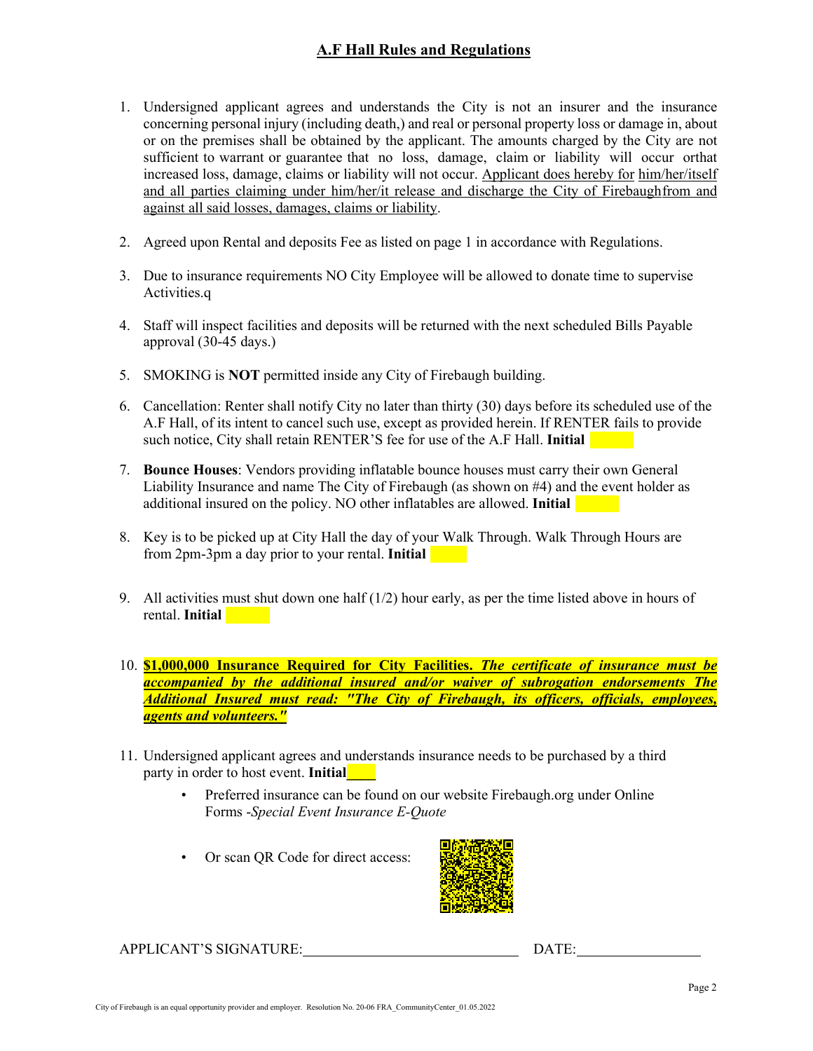## A.F Hall Rules and Regulations

1. Undersigned applicant agrees and understands the City is not an insurer and the insurance concerning personal injury (including death,) and real or personal property loss or damage in, about or on the premises shall be obtained by the applicant. The amounts charged by the City are not sufficient to warrant or guarantee that no loss, damage, claim or liability will occur orthat increased loss, damage, claims or liability will not occur. Applicant does hereby for him/her/itself and all parties claiming under him/her/it release and discharge the City of Firebaughfrom and against all said losses, damages, claims or liability.

2. Agreed upon Rental and deposits Fee as listed on page 1 in accordance with Regulations.

3. Due to insurance requirements NO City Employee will be allowed to donate time to supervise Activities.q

4. Staff will inspect facilities and deposits will be returned with the next scheduled Bills Payable approval (30-45 days.)

5. SMOKING is **NOT** permitted inside any City of Firebaugh building.

6. Cancellation: Renter shall notify City no later than thirty (30) days before its scheduled use of the A.F Hall, of its intent to cancel such use, except as provided herein. If RENTER fails to provide such notice, City shall retain RENTER'S fee for use of the A.F Hall. **Initial** ______

7. **Bounce Houses**: Vendors providing inflatable bounce houses must carry their own General Liability Insurance and name The City of Firebaugh (as shown on #4) and the event holder as additional insured on the policy. NO other inflatables are allowed. **Initial** ______

8. Key is to be picked up at City Hall the day of your Walk Through. Walk Through Hours are from 2pm-3pm a day prior to your rental. **Initial** ______

9. All activities must shut down one half (1/2) hour early, as per the time listed above in hours of rental. **Initial** ______

10. **$1,000,000 Insurance Required for City Facilities.** ***The certificate of insurance must be accompanied by the additional insured and/or waiver of subrogation endorsements The Additional Insured must read: "The City of Firebaugh, its officers, officials, employees, agents and volunteers."***

11. Undersigned applicant agrees and understands insurance needs to be purchased by a third party in order to host event. **Initial**____
    - Preferred insurance can be found on our website Firebaugh.org under Online Forms -*Special Event Insurance E-Quote*
    - Or scan QR Code for direct access:

APPLICANT'S SIGNATURE:______________________________ DATE:_________________

City of Firebaugh is an equal opportunity provider and employer. Resolution No. 20-06 FRA_CommunityCenter_01.05.2022